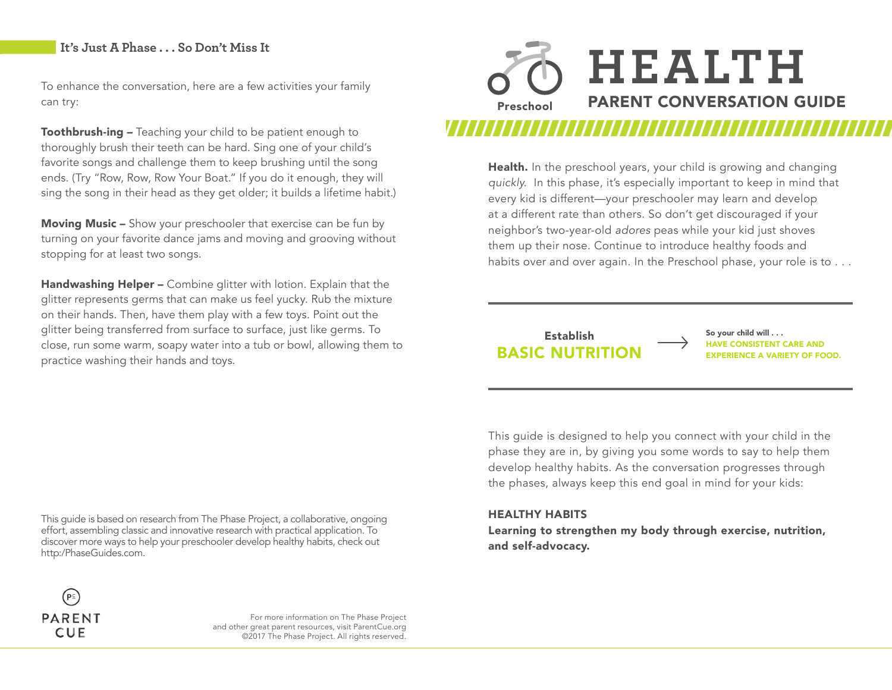# HEALTH

## PARENT CONVERSATION GUIDE

Preschool

**Health.** In the preschool years, your child is growing and changing *quickly*. In this phase, it's especially important to keep in mind that every kid is different—your preschooler may learn and develop at a different rate than others. So don't get discouraged if your neighbor's two-year-old *adores* peas while your kid just shoves them up their nose. Continue to introduce healthy foods and habits over and over again. In the Preschool phase, your role is to . . .

Establish
**BASIC NUTRITION** → So your child will . . . **HAVE CONSISTENT CARE AND EXPERIENCE A VARIETY OF FOOD.**

This guide is designed to help you connect with your child in the phase they are in, by giving you some words to say to help them develop healthy habits. As the conversation progresses through the phases, always keep this end goal in mind for your kids:

**HEALTHY HABITS**
**Learning to strengthen my body through exercise, nutrition, and self-advocacy.**

### It's Just A Phase . . . So Don't Miss It

To enhance the conversation, here are a few activities your family can try:

**Toothbrush-ing –** Teaching your child to be patient enough to thoroughly brush their teeth can be hard. Sing one of your child's favorite songs and challenge them to keep brushing until the song ends. (Try "Row, Row, Row Your Boat." If you do it enough, they will sing the song in their head as they get older; it builds a lifetime habit.)

**Moving Music –** Show your preschooler that exercise can be fun by turning on your favorite dance jams and moving and grooving without stopping for at least two songs.

**Handwashing Helper –** Combine glitter with lotion. Explain that the glitter represents germs that can make us feel yucky. Rub the mixture on their hands. Then, have them play with a few toys. Point out the glitter being transferred from surface to surface, just like germs. To close, run some warm, soapy water into a tub or bowl, allowing them to practice washing their hands and toys.

This guide is based on research from The Phase Project, a collaborative, ongoing effort, assembling classic and innovative research with practical application. To discover more ways to help your preschooler develop healthy habits, check out http:/PhaseGuides.com.

PARENT CUE

For more information on The Phase Project and other great parent resources, visit ParentCue.org
©2017 The Phase Project. All rights reserved.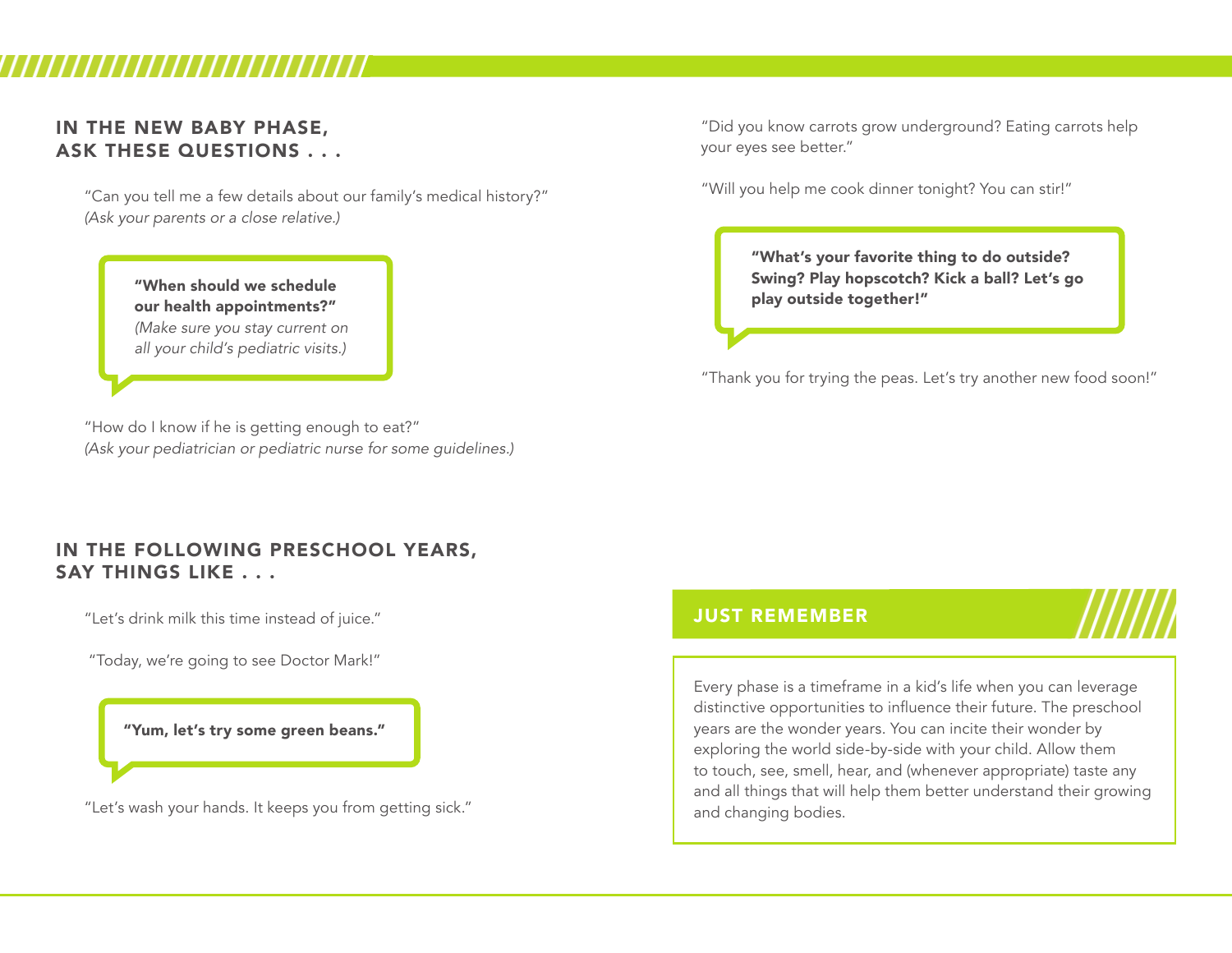## IN THE NEW BABY PHASE, ASK THESE QUESTIONS . . .

"Can you tell me a few details about our family's medical history?" *(Ask your parents or a close relative.)*

**"When should we schedule our health appointments?"** *(Make sure you stay current on all your child's pediatric visits.)*

"How do I know if he is getting enough to eat?" *(Ask your pediatrician or pediatric nurse for some guidelines.)*

## IN THE FOLLOWING PRESCHOOL YEARS, SAY THINGS LIKE . . .

"Let's drink milk this time instead of juice."

"Today, we're going to see Doctor Mark!"

**"Yum, let's try some green beans."**

"Let's wash your hands. It keeps you from getting sick."

"Did you know carrots grow underground? Eating carrots help your eyes see better."

"Will you help me cook dinner tonight? You can stir!"

**"What's your favorite thing to do outside? Swing? Play hopscotch? Kick a ball? Let's go play outside together!"**

"Thank you for trying the peas. Let's try another new food soon!"

## JUST REMEMBER

Every phase is a timeframe in a kid's life when you can leverage distinctive opportunities to influence their future. The preschool years are the wonder years. You can incite their wonder by exploring the world side-by-side with your child. Allow them to touch, see, smell, hear, and (whenever appropriate) taste any and all things that will help them better understand their growing and changing bodies.